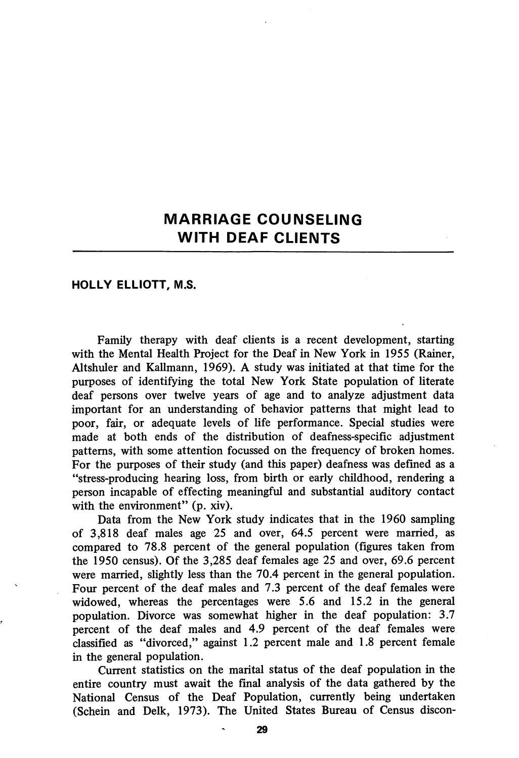# MARRIAGE COUNSELING WITH DEAF CLIENTS

**HOLLY ELLIOTT, M.S.**

Family therapy with deaf clients is a recent development, starting with the Mental Health Project for the Deaf in New York in 1955 (Rainer, Altshuler and Kallmann, 1969). A study was initiated at that time for the purposes of identifying the total New York State population of literate deaf persons over twelve years of age and to analyze adjustment data important for an understanding of behavior patterns that might lead to poor, fair, or adequate levels of life performance. Special studies were made at both ends of the distribution of deafness-specific adjustment patterns, with some attention focussed on the frequency of broken homes. For the purposes of their study (and this paper) deafness was defined as a "stress-producing hearing loss, from birth or early childhood, rendering a person incapable of effecting meaningful and substantial auditory contact with the environment" (p. xiv).

Data from the New York study indicates that in the 1960 sampling of 3,818 deaf males age 25 and over, 64.5 percent were married, as compared to 78.8 percent of the general population (figures taken from the 1950 census). Of the 3,285 deaf females age 25 and over, 69.6 percent were married, slightly less than the 70.4 percent in the general population. Four percent of the deaf males and 7.3 percent of the deaf females were widowed, whereas the percentages were 5.6 and 15.2 in the general population. Divorce was somewhat higher in the deaf population: 3.7 percent of the deaf males and 4.9 percent of the deaf females were classified as "divorced," against 1.2 percent male and 1.8 percent female in the general population.

Current statistics on the marital status of the deaf population in the entire country must await the final analysis of the data gathered by the National Census of the Deaf Population, currently being undertaken (Schein and Delk, 1973). The United States Bureau of Census discon-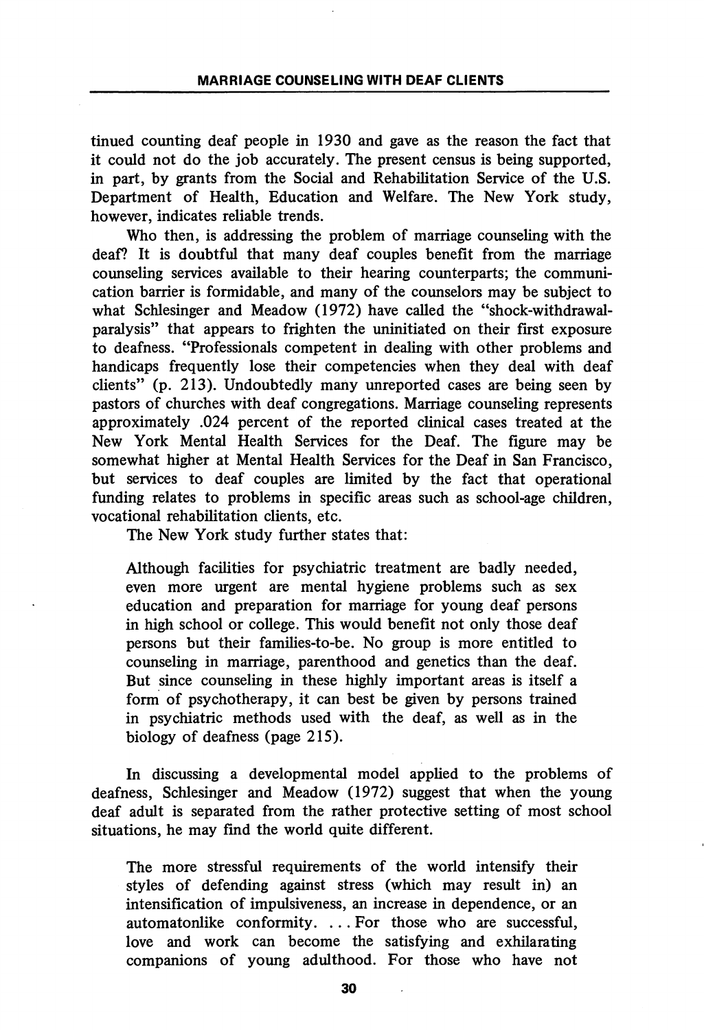tinued counting deaf people in 1930 and gave as the reason the fact that it could not do the job accurately. The present census is being supported, in part, by grants from the Social and Rehabilitation Service of the U.S. Department of Health, Education and Welfare. The New York study, however, indicates reliable trends.

Who then, is addressing the problem of marriage counseling with the deaf? It is doubtful that many deaf couples benefit from the marriage counseling services available to their hearing counterparts; the communication barrier is formidable, and many of the counselors may be subject to what Schlesinger and Meadow (1972) have called the "shock-withdrawal-paralysis" that appears to frighten the uninitiated on their first exposure to deafness. "Professionals competent in dealing with other problems and handicaps frequently lose their competencies when they deal with deaf clients" (p. 213). Undoubtedly many unreported cases are being seen by pastors of churches with deaf congregations. Marriage counseling represents approximately .024 percent of the reported clinical cases treated at the New York Mental Health Services for the Deaf. The figure may be somewhat higher at Mental Health Services for the Deaf in San Francisco, but services to deaf couples are limited by the fact that operational funding relates to problems in specific areas such as school-age children, vocational rehabilitation clients, etc.

The New York study further states that:

> Although facilities for psychiatric treatment are badly needed, even more urgent are mental hygiene problems such as sex education and preparation for marriage for young deaf persons in high school or college. This would benefit not only those deaf persons but their families-to-be. No group is more entitled to counseling in marriage, parenthood and genetics than the deaf. But since counseling in these highly important areas is itself a form of psychotherapy, it can best be given by persons trained in psychiatric methods used with the deaf, as well as in the biology of deafness (page 215).

In discussing a developmental model applied to the problems of deafness, Schlesinger and Meadow (1972) suggest that when the young deaf adult is separated from the rather protective setting of most school situations, he may find the world quite different.

> The more stressful requirements of the world intensify their styles of defending against stress (which may result in) an intensification of impulsiveness, an increase in dependence, or an automatonlike conformity. . . . For those who are successful, love and work can become the satisfying and exhilarating companions of young adulthood. For those who have not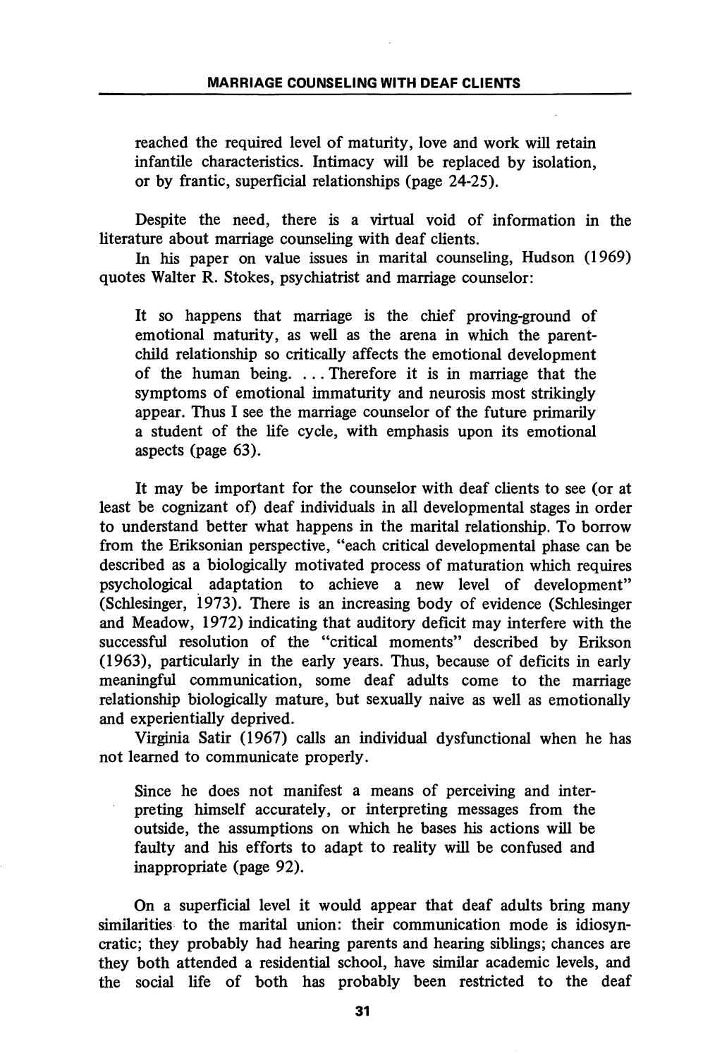> reached the required level of maturity, love and work will retain infantile characteristics. Intimacy will be replaced by isolation, or by frantic, superficial relationships (page 24-25).

Despite the need, there is a virtual void of information in the literature about marriage counseling with deaf clients.

In his paper on value issues in marital counseling, Hudson (1969) quotes Walter R. Stokes, psychiatrist and marriage counselor:

> It so happens that marriage is the chief proving-ground of emotional maturity, as well as the arena in which the parent-child relationship so critically affects the emotional development of the human being. . . . Therefore it is in marriage that the symptoms of emotional immaturity and neurosis most strikingly appear. Thus I see the marriage counselor of the future primarily a student of the life cycle, with emphasis upon its emotional aspects (page 63).

It may be important for the counselor with deaf clients to see (or at least be cognizant of) deaf individuals in all developmental stages in order to understand better what happens in the marital relationship. To borrow from the Eriksonian perspective, "each critical developmental phase can be described as a biologically motivated process of maturation which requires psychological adaptation to achieve a new level of development" (Schlesinger, 1973). There is an increasing body of evidence (Schlesinger and Meadow, 1972) indicating that auditory deficit may interfere with the successful resolution of the "critical moments" described by Erikson (1963), particularly in the early years. Thus, because of deficits in early meaningful communication, some deaf adults come to the marriage relationship biologically mature, but sexually naive as well as emotionally and experientially deprived.

Virginia Satir (1967) calls an individual dysfunctional when he has not learned to communicate properly.

> Since he does not manifest a means of perceiving and interpreting himself accurately, or interpreting messages from the outside, the assumptions on which he bases his actions will be faulty and his efforts to adapt to reality will be confused and inappropriate (page 92).

On a superficial level it would appear that deaf adults bring many similarities to the marital union: their communication mode is idiosyncratic; they probably had hearing parents and hearing siblings; chances are they both attended a residential school, have similar academic levels, and the social life of both has probably been restricted to the deaf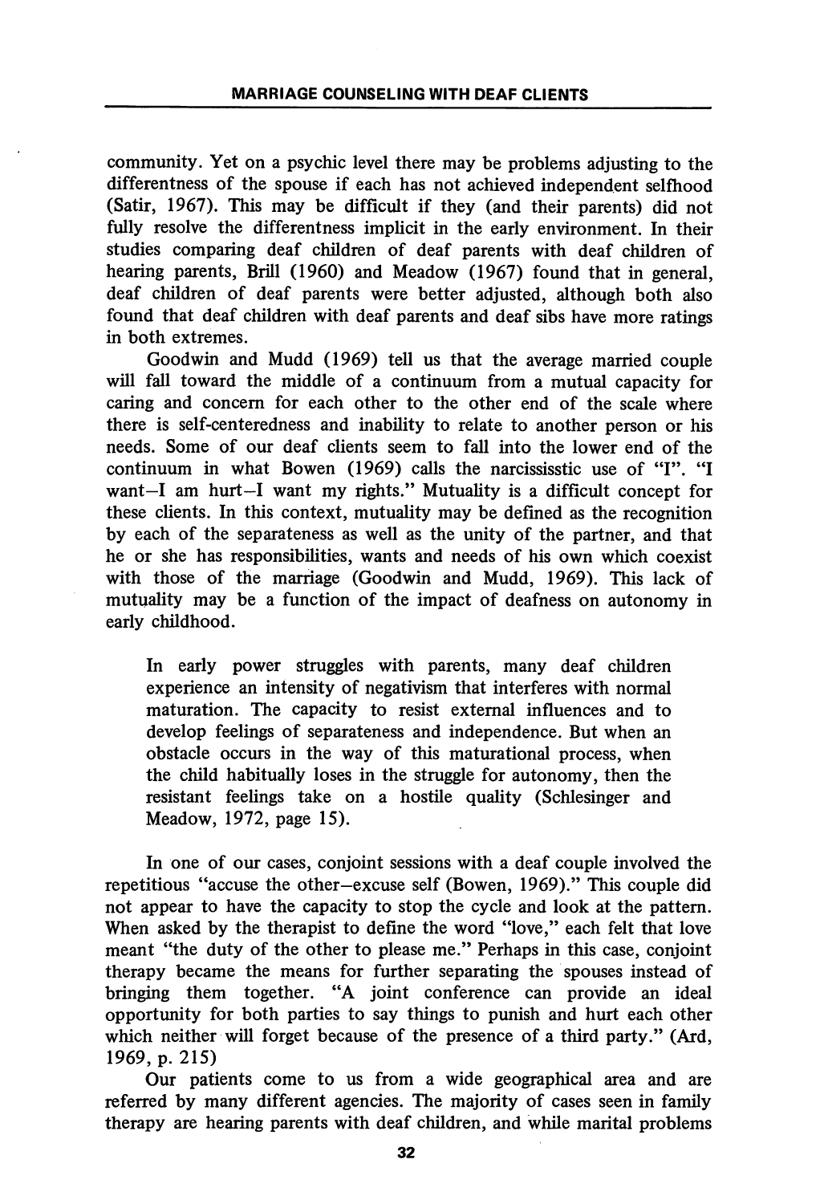community. Yet on a psychic level there may be problems adjusting to the differentness of the spouse if each has not achieved independent selfhood (Satir, 1967). This may be difficult if they (and their parents) did not fully resolve the differentness implicit in the early environment. In their studies comparing deaf children of deaf parents with deaf children of hearing parents, Brill (1960) and Meadow (1967) found that in general, deaf children of deaf parents were better adjusted, although both also found that deaf children with deaf parents and deaf sibs have more ratings in both extremes.

Goodwin and Mudd (1969) tell us that the average married couple will fall toward the middle of a continuum from a mutual capacity for caring and concern for each other to the other end of the scale where there is self-centeredness and inability to relate to another person or his needs. Some of our deaf clients seem to fall into the lower end of the continuum in what Bowen (1969) calls the narcississtic use of "I". "I want–I am hurt–I want my rights." Mutuality is a difficult concept for these clients. In this context, mutuality may be defined as the recognition by each of the separateness as well as the unity of the partner, and that he or she has responsibilities, wants and needs of his own which coexist with those of the marriage (Goodwin and Mudd, 1969). This lack of mutuality may be a function of the impact of deafness on autonomy in early childhood.

> In early power struggles with parents, many deaf children experience an intensity of negativism that interferes with normal maturation. The capacity to resist external influences and to develop feelings of separateness and independence. But when an obstacle occurs in the way of this maturational process, when the child habitually loses in the struggle for autonomy, then the resistant feelings take on a hostile quality (Schlesinger and Meadow, 1972, page 15).

In one of our cases, conjoint sessions with a deaf couple involved the repetitious "accuse the other–excuse self (Bowen, 1969)." This couple did not appear to have the capacity to stop the cycle and look at the pattern. When asked by the therapist to define the word "love," each felt that love meant "the duty of the other to please me." Perhaps in this case, conjoint therapy became the means for further separating the spouses instead of bringing them together. "A joint conference can provide an ideal opportunity for both parties to say things to punish and hurt each other which neither will forget because of the presence of a third party." (Ard, 1969, p. 215)

Our patients come to us from a wide geographical area and are referred by many different agencies. The majority of cases seen in family therapy are hearing parents with deaf children, and while marital problems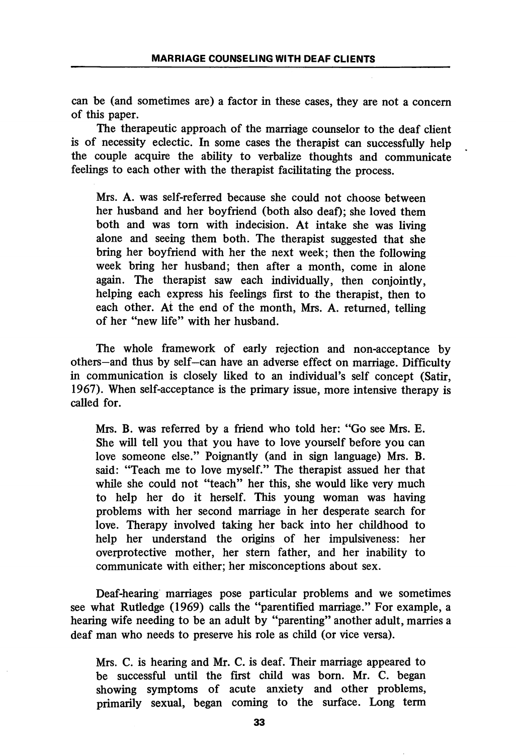can be (and sometimes are) a factor in these cases, they are not a concern of this paper.

The therapeutic approach of the marriage counselor to the deaf client is of necessity eclectic. In some cases the therapist can successfully help the couple acquire the ability to verbalize thoughts and communicate feelings to each other with the therapist facilitating the process.

> Mrs. A. was self-referred because she could not choose between her husband and her boyfriend (both also deaf); she loved them both and was torn with indecision. At intake she was living alone and seeing them both. The therapist suggested that she bring her boyfriend with her the next week; then the following week bring her husband; then after a month, come in alone again. The therapist saw each individually, then conjointly, helping each express his feelings first to the therapist, then to each other. At the end of the month, Mrs. A. returned, telling of her "new life" with her husband.

The whole framework of early rejection and non-acceptance by others—and thus by self—can have an adverse effect on marriage. Difficulty in communication is closely liked to an individual's self concept (Satir, 1967). When self-acceptance is the primary issue, more intensive therapy is called for.

> Mrs. B. was referred by a friend who told her: "Go see Mrs. E. She will tell you that you have to love yourself before you can love someone else." Poignantly (and in sign language) Mrs. B. said: "Teach me to love myself." The therapist assued her that while she could not "teach" her this, she would like very much to help her do it herself. This young woman was having problems with her second marriage in her desperate search for love. Therapy involved taking her back into her childhood to help her understand the origins of her impulsiveness: her overprotective mother, her stern father, and her inability to communicate with either; her misconceptions about sex.

Deaf-hearing marriages pose particular problems and we sometimes see what Rutledge (1969) calls the "parentified marriage." For example, a hearing wife needing to be an adult by "parenting" another adult, marries a deaf man who needs to preserve his role as child (or vice versa).

> Mrs. C. is hearing and Mr. C. is deaf. Their marriage appeared to be successful until the first child was born. Mr. C. began showing symptoms of acute anxiety and other problems, primarily sexual, began coming to the surface. Long term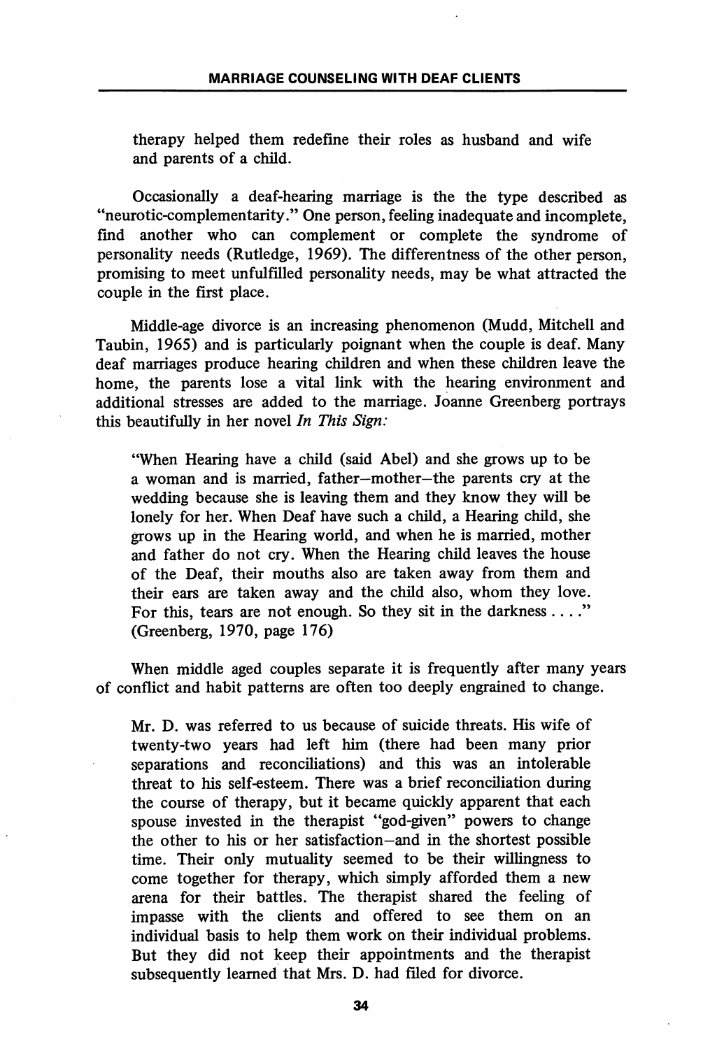therapy helped them redefine their roles as husband and wife and parents of a child.

Occasionally a deaf-hearing marriage is the the type described as "neurotic-complementarity." One person, feeling inadequate and incomplete, find another who can complement or complete the syndrome of personality needs (Rutledge, 1969). The differentness of the other person, promising to meet unfulfilled personality needs, may be what attracted the couple in the first place.

Middle-age divorce is an increasing phenomenon (Mudd, Mitchell and Taubin, 1965) and is particularly poignant when the couple is deaf. Many deaf marriages produce hearing children and when these children leave the home, the parents lose a vital link with the hearing environment and additional stresses are added to the marriage. Joanne Greenberg portrays this beautifully in her novel *In This Sign:*

> "When Hearing have a child (said Abel) and she grows up to be a woman and is married, father–mother–the parents cry at the wedding because she is leaving them and they know they will be lonely for her. When Deaf have such a child, a Hearing child, she grows up in the Hearing world, and when he is married, mother and father do not cry. When the Hearing child leaves the house of the Deaf, their mouths also are taken away from them and their ears are taken away and the child also, whom they love. For this, tears are not enough. So they sit in the darkness . . . ." (Greenberg, 1970, page 176)

When middle aged couples separate it is frequently after many years of conflict and habit patterns are often too deeply engrained to change.

> Mr. D. was referred to us because of suicide threats. His wife of twenty-two years had left him (there had been many prior separations and reconciliations) and this was an intolerable threat to his self-esteem. There was a brief reconciliation during the course of therapy, but it became quickly apparent that each spouse invested in the therapist "god-given" powers to change the other to his or her satisfaction–and in the shortest possible time. Their only mutuality seemed to be their willingness to come together for therapy, which simply afforded them a new arena for their battles. The therapist shared the feeling of impasse with the clients and offered to see them on an individual basis to help them work on their individual problems. But they did not keep their appointments and the therapist subsequently learned that Mrs. D. had filed for divorce.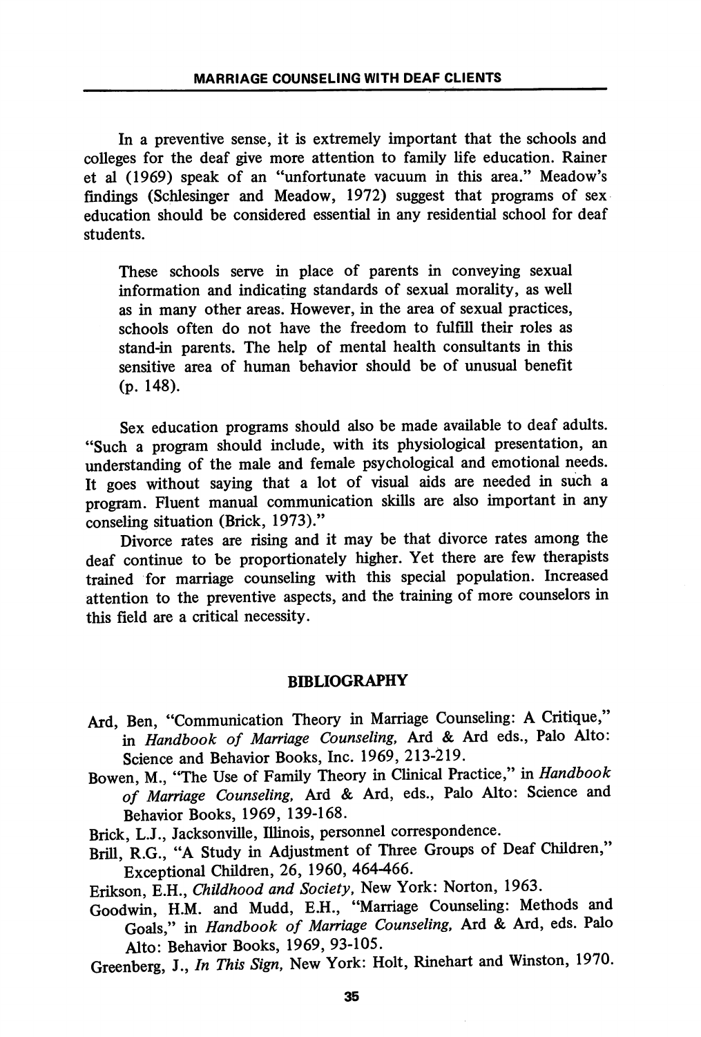In a preventive sense, it is extremely important that the schools and colleges for the deaf give more attention to family life education. Rainer et al (1969) speak of an "unfortunate vacuum in this area." Meadow's findings (Schlesinger and Meadow, 1972) suggest that programs of sex education should be considered essential in any residential school for deaf students.

> These schools serve in place of parents in conveying sexual information and indicating standards of sexual morality, as well as in many other areas. However, in the area of sexual practices, schools often do not have the freedom to fulfill their roles as stand-in parents. The help of mental health consultants in this sensitive area of human behavior should be of unusual benefit (p. 148).

Sex education programs should also be made available to deaf adults. "Such a program should include, with its physiological presentation, an understanding of the male and female psychological and emotional needs. It goes without saying that a lot of visual aids are needed in such a program. Fluent manual communication skills are also important in any conseling situation (Brick, 1973)."

Divorce rates are rising and it may be that divorce rates among the deaf continue to be proportionately higher. Yet there are few therapists trained for marriage counseling with this special population. Increased attention to the preventive aspects, and the training of more counselors in this field are a critical necessity.

## BIBLIOGRAPHY

Ard, Ben, "Communication Theory in Marriage Counseling: A Critique," in *Handbook of Marriage Counseling,* Ard & Ard eds., Palo Alto: Science and Behavior Books, Inc. 1969, 213-219.

Bowen, M., "The Use of Family Theory in Clinical Practice," in *Handbook of Marriage Counseling,* Ard & Ard, eds., Palo Alto: Science and Behavior Books, 1969, 139-168.

Brick, L.J., Jacksonville, Illinois, personnel correspondence.

Brill, R.G., "A Study in Adjustment of Three Groups of Deaf Children," Exceptional Children, 26, 1960, 464-466.

Erikson, E.H., *Childhood and Society,* New York: Norton, 1963.

Goodwin, H.M. and Mudd, E.H., "Marriage Counseling: Methods and Goals," in *Handbook of Marriage Counseling,* Ard & Ard, eds. Palo Alto: Behavior Books, 1969, 93-105.

Greenberg, J., *In This Sign,* New York: Holt, Rinehart and Winston, 1970.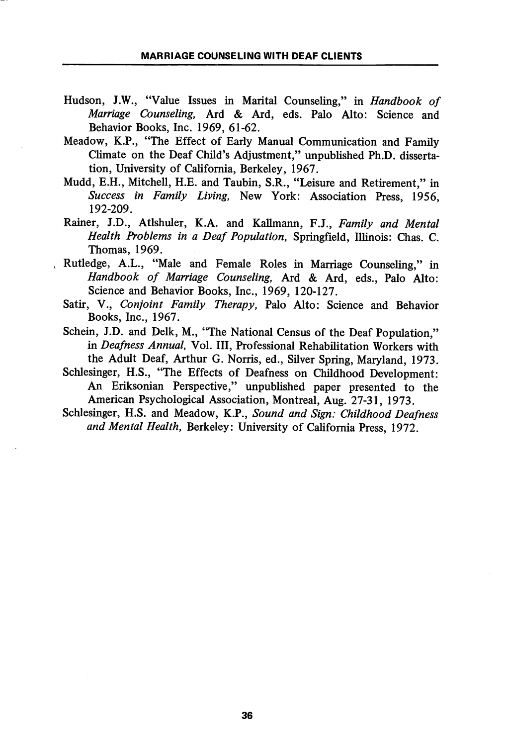Hudson, J.W., "Value Issues in Marital Counseling," in *Handbook of Marriage Counseling,* Ard & Ard, eds. Palo Alto: Science and Behavior Books, Inc. 1969, 61-62.

Meadow, K.P., "The Effect of Early Manual Communication and Family Climate on the Deaf Child's Adjustment," unpublished Ph.D. dissertation, University of California, Berkeley, 1967.

Mudd, E.H., Mitchell, H.E. and Taubin, S.R., "Leisure and Retirement," in *Success in Family Living,* New York: Association Press, 1956, 192-209.

Rainer, J.D., Atlshuler, K.A. and Kallmann, F.J., *Family and Mental Health Problems in a Deaf Population,* Springfield, Illinois: Chas. C. Thomas, 1969.

Rutledge, A.L., "Male and Female Roles in Marriage Counseling," in *Handbook of Marriage Counseling,* Ard & Ard, eds., Palo Alto: Science and Behavior Books, Inc., 1969, 120-127.

Satir, V., *Conjoint Family Therapy,* Palo Alto: Science and Behavior Books, Inc., 1967.

Schein, J.D. and Delk, M., "The National Census of the Deaf Population," in *Deafness Annual,* Vol. III, Professional Rehabilitation Workers with the Adult Deaf, Arthur G. Norris, ed., Silver Spring, Maryland, 1973.

Schlesinger, H.S., "The Effects of Deafness on Childhood Development: An Eriksonian Perspective," unpublished paper presented to the American Psychological Association, Montreal, Aug. 27-31, 1973.

Schlesinger, H.S. and Meadow, K.P., *Sound and Sign: Childhood Deafness and Mental Health,* Berkeley: University of California Press, 1972.